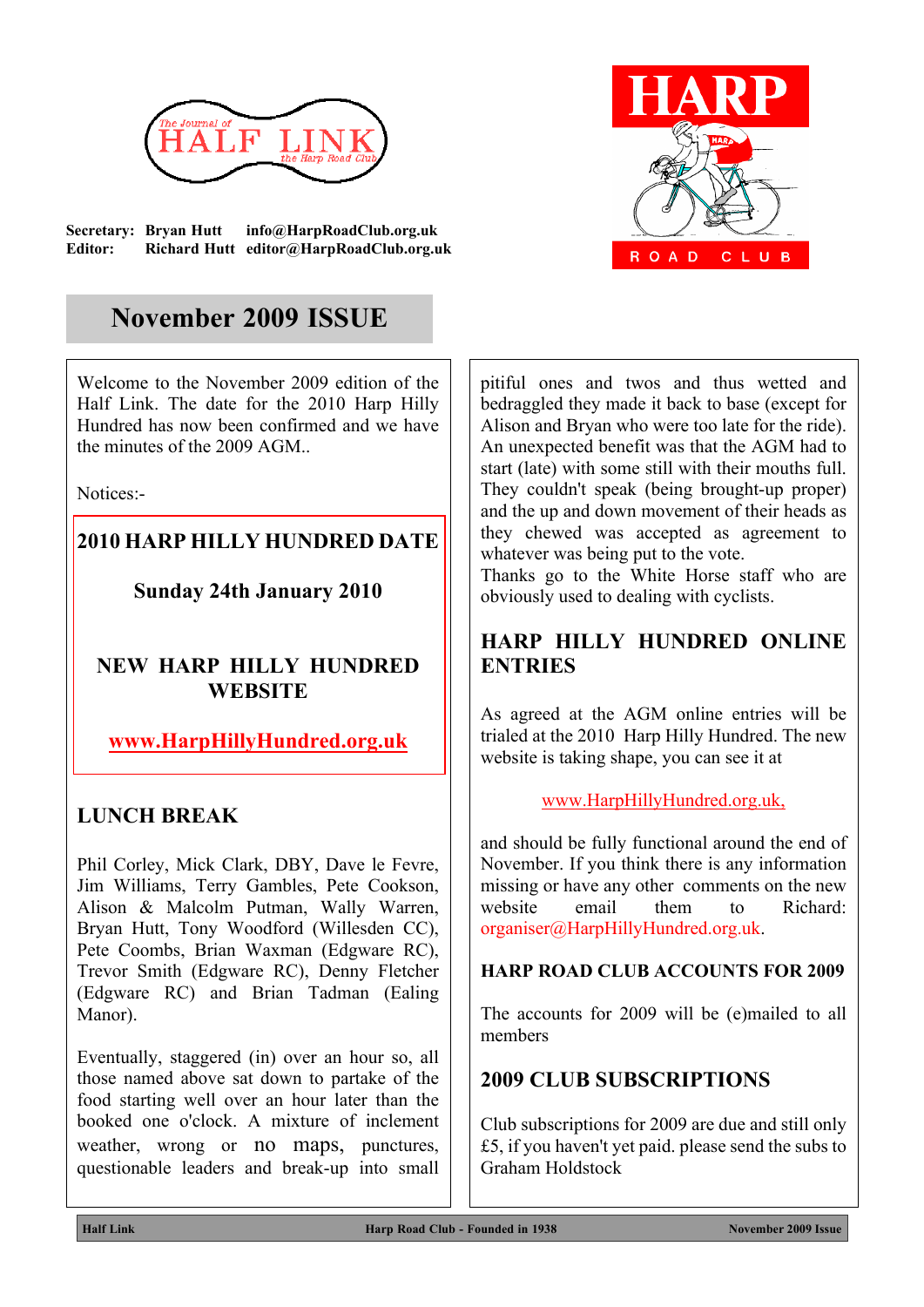The Journal of HALF LINK the Harp Road Club

**Secretary:** **Bryan Hutt** **info@HarpRoadClub.org.uk**
**Editor:** **Richard Hutt** **editor@HarpRoadClub.org.uk**

HARP ROAD CLUB

# November 2009 ISSUE

Welcome to the November 2009 edition of the Half Link. The date for the 2010 Harp Hilly Hundred has now been confirmed and we have the minutes of the 2009 AGM..

Notices:-

## 2010 HARP HILLY HUNDRED DATE

**Sunday 24th January 2010**

## NEW HARP HILLY HUNDRED WEBSITE

**www.HarpHillyHundred.org.uk**

## LUNCH BREAK

Phil Corley, Mick Clark, DBY, Dave le Fevre, Jim Williams, Terry Gambles, Pete Cookson, Alison & Malcolm Putman, Wally Warren, Bryan Hutt, Tony Woodford (Willesden CC), Pete Coombs, Brian Waxman (Edgware RC), Trevor Smith (Edgware RC), Denny Fletcher (Edgware RC) and Brian Tadman (Ealing Manor).

Eventually, staggered (in) over an hour so, all those named above sat down to partake of the food starting well over an hour later than the booked one o'clock. A mixture of inclement weather, wrong or no maps, punctures, questionable leaders and break-up into small pitiful ones and twos and thus wetted and bedraggled they made it back to base (except for Alison and Bryan who were too late for the ride). An unexpected benefit was that the AGM had to start (late) with some still with their mouths full. They couldn't speak (being brought-up proper) and the up and down movement of their heads as they chewed was accepted as agreement to whatever was being put to the vote.
Thanks go to the White Horse staff who are obviously used to dealing with cyclists.

## HARP HILLY HUNDRED ONLINE ENTRIES

As agreed at the AGM online entries will be trialed at the 2010 Harp Hilly Hundred. The new website is taking shape, you can see it at

www.HarpHillyHundred.org.uk,

and should be fully functional around the end of November. If you think there is any information missing or have any other comments on the new website email them to Richard: organiser@HarpHillyHundred.org.uk.

## HARP ROAD CLUB ACCOUNTS FOR 2009

The accounts for 2009 will be (e)mailed to all members

## 2009 CLUB SUBSCRIPTIONS

Club subscriptions for 2009 are due and still only £5, if you haven't yet paid. please send the subs to Graham Holdstock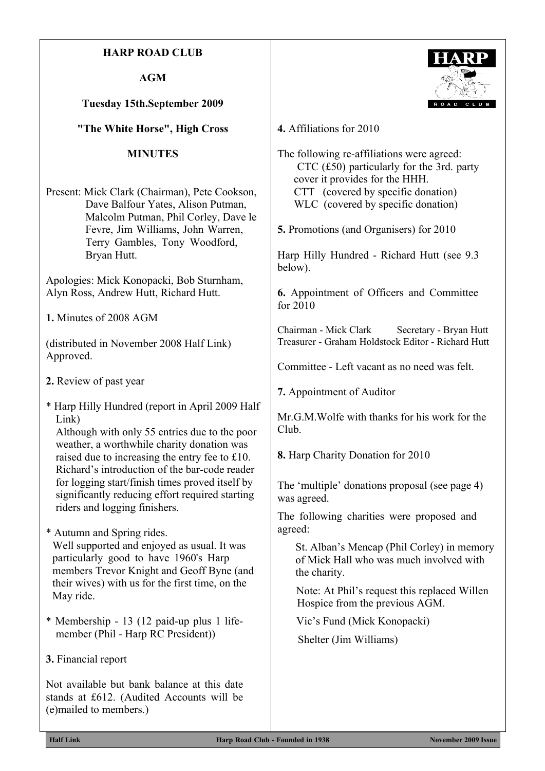**HARP ROAD CLUB**

**AGM**

**Tuesday 15th.September 2009**

**"The White Horse", High Cross**

**MINUTES**

Present: Mick Clark (Chairman), Pete Cookson, Dave Balfour Yates, Alison Putman, Malcolm Putman, Phil Corley, Dave le Fevre, Jim Williams, John Warren, Terry Gambles, Tony Woodford, Bryan Hutt.

Apologies: Mick Konopacki, Bob Sturnham, Alyn Ross, Andrew Hutt, Richard Hutt.

**1.** Minutes of 2008 AGM

(distributed in November 2008 Half Link) Approved.

**2.** Review of past year

* Harp Hilly Hundred (report in April 2009 Half Link)
  Although with only 55 entries due to the poor weather, a worthwhile charity donation was raised due to increasing the entry fee to £10. Richard's introduction of the bar-code reader for logging start/finish times proved itself by significantly reducing effort required starting riders and logging finishers.

* Autumn and Spring rides.
  Well supported and enjoyed as usual. It was particularly good to have 1960's Harp members Trevor Knight and Geoff Byne (and their wives) with us for the first time, on the May ride.

* Membership - 13 (12 paid-up plus 1 life-member (Phil - Harp RC President))

**3.** Financial report

Not available but bank balance at this date stands at £612. (Audited Accounts will be (e)mailed to members.)

**4.** Affiliations for 2010

The following re-affiliations were agreed:
- CTC (£50) particularly for the 3rd. party cover it provides for the HHH.
- CTT (covered by specific donation)
- WLC (covered by specific donation)

**5.** Promotions (and Organisers) for 2010

Harp Hilly Hundred - Richard Hutt (see 9.3 below).

**6.** Appointment of Officers and Committee for 2010

Chairman - Mick Clark
Secretary - Bryan Hutt
Treasurer - Graham Holdstock
Editor - Richard Hutt

Committee - Left vacant as no need was felt.

**7.** Appointment of Auditor

Mr.G.M.Wolfe with thanks for his work for the Club.

**8.** Harp Charity Donation for 2010

The 'multiple' donations proposal (see page 4) was agreed.

The following charities were proposed and agreed:

St. Alban's Mencap (Phil Corley) in memory of Mick Hall who was much involved with the charity.

Note: At Phil's request this replaced Willen Hospice from the previous AGM.

Vic's Fund (Mick Konopacki)

Shelter (Jim Williams)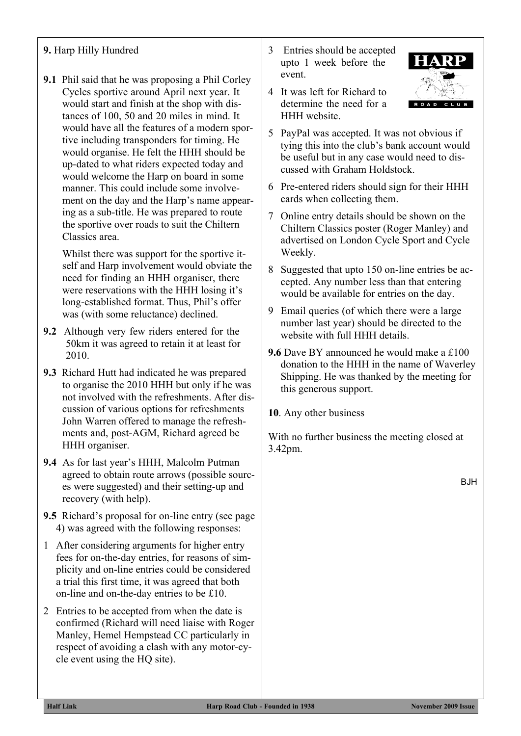**9.** Harp Hilly Hundred

**9.1** Phil said that he was proposing a Phil Corley Cycles sportive around April next year. It would start and finish at the shop with distances of 100, 50 and 20 miles in mind. It would have all the features of a modern sportive including transponders for timing. He would organise. He felt the HHH should be up-dated to what riders expected today and would welcome the Harp on board in some manner. This could include some involvement on the day and the Harp's name appearing as a sub-title. He was prepared to route the sportive over roads to suit the Chiltern Classics area.

Whilst there was support for the sportive itself and Harp involvement would obviate the need for finding an HHH organiser, there were reservations with the HHH losing it's long-established format. Thus, Phil's offer was (with some reluctance) declined.

**9.2** Although very few riders entered for the 50km it was agreed to retain it at least for 2010.

**9.3** Richard Hutt had indicated he was prepared to organise the 2010 HHH but only if he was not involved with the refreshments. After discussion of various options for refreshments John Warren offered to manage the refreshments and, post-AGM, Richard agreed be HHH organiser.

**9.4** As for last year's HHH, Malcolm Putman agreed to obtain route arrows (possible sources were suggested) and their setting-up and recovery (with help).

**9.5** Richard's proposal for on-line entry (see page 4) was agreed with the following responses:

1. After considering arguments for higher entry fees for on-the-day entries, for reasons of simplicity and on-line entries could be considered a trial this first time, it was agreed that both on-line and on-the-day entries to be £10.
2. Entries to be accepted from when the date is confirmed (Richard will need liaise with Roger Manley, Hemel Hempstead CC particularly in respect of avoiding a clash with any motor-cycle event using the HQ site).
3. Entries should be accepted upto 1 week before the event.
4. It was left for Richard to determine the need for a HHH website.
5. PayPal was accepted. It was not obvious if tying this into the club's bank account would be useful but in any case would need to discussed with Graham Holdstock.
6. Pre-entered riders should sign for their HHH cards when collecting them.
7. Online entry details should be shown on the Chiltern Classics poster (Roger Manley) and advertised on London Cycle Sport and Cycle Weekly.
8. Suggested that upto 150 on-line entries be accepted. Any number less than that entering would be available for entries on the day.
9. Email queries (of which there were a large number last year) should be directed to the website with full HHH details.

**9.6** Dave BY announced he would make a £100 donation to the HHH in the name of Waverley Shipping. He was thanked by the meeting for this generous support.

**10**. Any other business

With no further business the meeting closed at 3.42pm.

BJH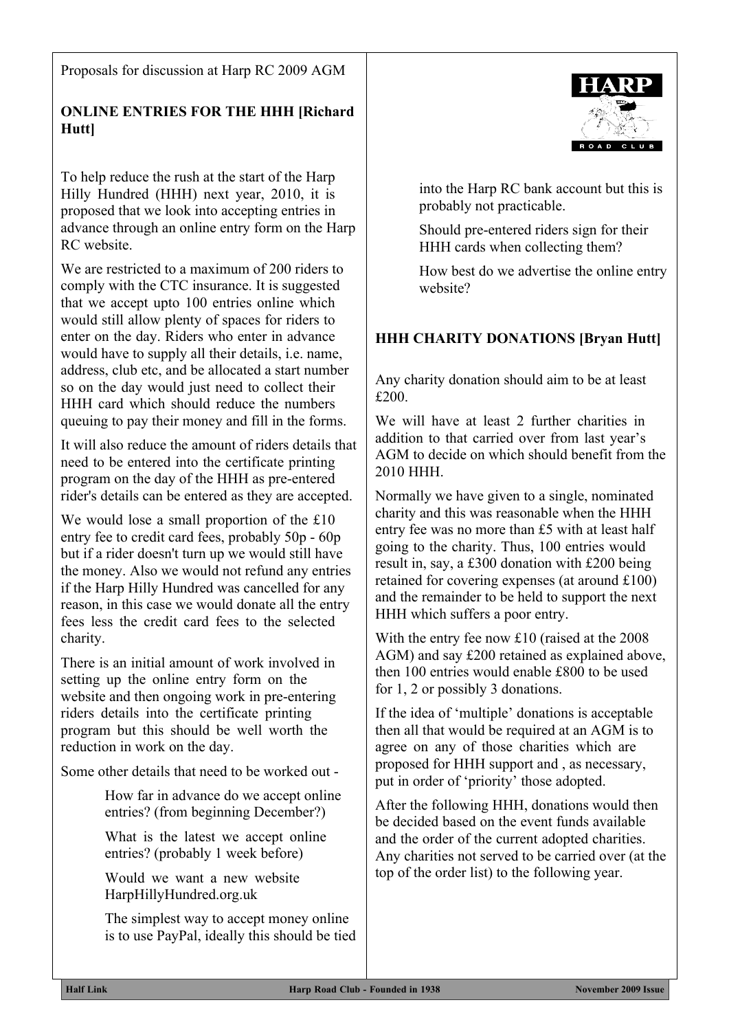Proposals for discussion at Harp RC 2009 AGM

## ONLINE ENTRIES FOR THE HHH [Richard Hutt]

To help reduce the rush at the start of the Harp Hilly Hundred (HHH) next year, 2010, it is proposed that we look into accepting entries in advance through an online entry form on the Harp RC website.

We are restricted to a maximum of 200 riders to comply with the CTC insurance. It is suggested that we accept upto 100 entries online which would still allow plenty of spaces for riders to enter on the day. Riders who enter in advance would have to supply all their details, i.e. name, address, club etc, and be allocated a start number so on the day would just need to collect their HHH card which should reduce the numbers queuing to pay their money and fill in the forms.

It will also reduce the amount of riders details that need to be entered into the certificate printing program on the day of the HHH as pre-entered rider's details can be entered as they are accepted.

We would lose a small proportion of the £10 entry fee to credit card fees, probably 50p - 60p but if a rider doesn't turn up we would still have the money. Also we would not refund any entries if the Harp Hilly Hundred was cancelled for any reason, in this case we would donate all the entry fees less the credit card fees to the selected charity.

There is an initial amount of work involved in setting up the online entry form on the website and then ongoing work in pre-entering riders details into the certificate printing program but this should be well worth the reduction in work on the day.

Some other details that need to be worked out -

- How far in advance do we accept online entries? (from beginning December?)
- What is the latest we accept online entries? (probably 1 week before)
- Would we want a new website HarpHillyHundred.org.uk
- The simplest way to accept money online is to use PayPal, ideally this should be tied into the Harp RC bank account but this is probably not practicable.
- Should pre-entered riders sign for their HHH cards when collecting them?
- How best do we advertise the online entry website?

## HHH CHARITY DONATIONS [Bryan Hutt]

Any charity donation should aim to be at least £200.

We will have at least 2 further charities in addition to that carried over from last year's AGM to decide on which should benefit from the 2010 HHH.

Normally we have given to a single, nominated charity and this was reasonable when the HHH entry fee was no more than £5 with at least half going to the charity. Thus, 100 entries would result in, say, a £300 donation with £200 being retained for covering expenses (at around £100) and the remainder to be held to support the next HHH which suffers a poor entry.

With the entry fee now £10 (raised at the 2008 AGM) and say £200 retained as explained above, then 100 entries would enable £800 to be used for 1, 2 or possibly 3 donations.

If the idea of 'multiple' donations is acceptable then all that would be required at an AGM is to agree on any of those charities which are proposed for HHH support and , as necessary, put in order of 'priority' those adopted.

After the following HHH, donations would then be decided based on the event funds available and the order of the current adopted charities. Any charities not served to be carried over (at the top of the order list) to the following year.